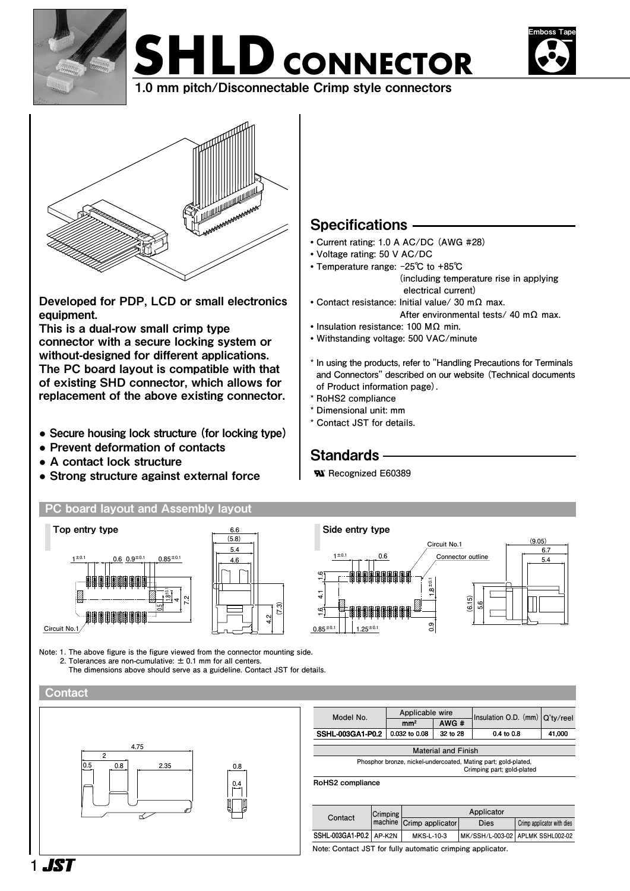# SHLD CONNECTOR

1.0 mm pitch/Disconnectable Crimp style connectors

Emboss Tape

**Developed for PDP, LCD or small electronics equipment.**
**This is a dual-row small crimp type connector with a secure locking system or without-designed for different applications. The PC board layout is compatible with that of existing SHD connector, which allows for replacement of the above existing connector.**

- **Secure housing lock structure (for locking type)**
- **Prevent deformation of contacts**
- **A contact lock structure**
- **Strong structure against external force**

## Specifications

- Current rating: 1.0 A AC/DC (AWG #28)
- Voltage rating: 50 V AC/DC
- Temperature range: -25℃ to +85℃ (including temperature rise in applying electrical current)
- Contact resistance: Initial value/ 30 mΩ max. After environmental tests/ 40 mΩ max.
- Insulation resistance: 100 MΩ min.
- Withstanding voltage: 500 VAC/minute

\* In using the products, refer to "Handling Precautions for Terminals and Connectors" described on our website (Technical documents of Product information page).
\* RoHS2 compliance
\* Dimensional unit: mm
\* Contact JST for details.

## Standards

Recognized E60389

## PC board layout and Assembly layout

**Top entry type**

**Side entry type**

Note: 1. The above figure is the figure viewed from the connector mounting side.
2. Tolerances are non-cumulative: ± 0.1 mm for all centers.
The dimensions above should serve as a guideline. Contact JST for details.

## Contact

| Model No. | Applicable wire | | Insulation O.D. (mm) | Q'ty/reel |
|---|---|---|---|---|
| | mm² | AWG # | | |
| SSHL-003GA1-P0.2 | 0.032 to 0.08 | 32 to 28 | 0.4 to 0.8 | 41,000 |

| Material and Finish |
|---|
| Phosphor bronze, nickel-undercoated, Mating part; gold-plated, Crimping part; gold-plated |

**RoHS2 compliance**

| Contact | Crimping machine | Applicator | | |
|---|---|---|---|---|
| | | Crimp applicator | Dies | Crimp applicator with dies |
| SSHL-003GA1-P0.2 | AP-K2N | MKS-L-10-3 | MK/SSH/L-003-02 | APLMK SSHL002-02 |

Note: Contact JST for fully automatic crimping applicator.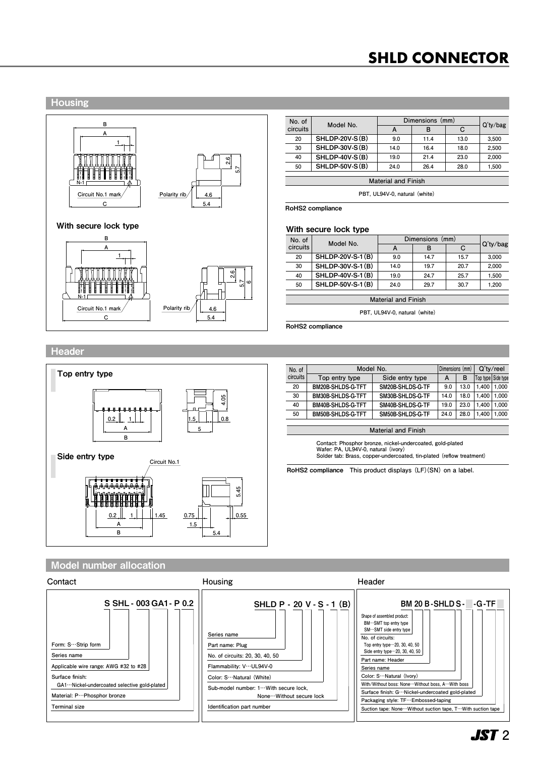# SHLD CONNECTOR

## Housing

B
A
1
N-1
Circuit No.1 mark
C
Polarity rib
2.6
5.7
4.6
5.4

| No. of circuits | Model No. | Dimensions (mm) | | | Q'ty/bag |
|---|---|---|---|---|---|
| | | A | B | C | |
| 20 | SHLDP-20V-S(B) | 9.0 | 11.4 | 13.0 | 3,500 |
| 30 | SHLDP-30V-S(B) | 14.0 | 16.4 | 18.0 | 2,500 |
| 40 | SHLDP-40V-S(B) | 19.0 | 21.4 | 23.0 | 2,000 |
| 50 | SHLDP-50V-S(B) | 24.0 | 26.4 | 28.0 | 1,500 |

| Material and Finish |
|---|
| PBT, UL94V-0, natural (white) |

**RoHS2 compliance**

### With secure lock type

B
A
1
N-1
Circuit No.1 mark
C
Polarity rib
2.6
5.7
6
4.6
5.4

| No. of circuits | Model No. | Dimensions (mm) | | | Q'ty/bag |
|---|---|---|---|---|---|
| | | A | B | C | |
| 20 | SHLDP-20V-S-1(B) | 9.0 | 14.7 | 15.7 | 3,000 |
| 30 | SHLDP-30V-S-1(B) | 14.0 | 19.7 | 20.7 | 2,000 |
| 40 | SHLDP-40V-S-1(B) | 19.0 | 24.7 | 25.7 | 1,500 |
| 50 | SHLDP-50V-S-1(B) | 24.0 | 29.7 | 30.7 | 1,200 |

| Material and Finish |
|---|
| PBT, UL94V-0, natural (white) |

**RoHS2 compliance**

## Header

### Top entry type

0.2
1
A
B
4.05
1.5
0.8
5

### Side entry type

Circuit No.1
0.2
1
1.45
A
B
5.45
0.75
1.5
0.55
5.4

| No. of circuits | Model No. | | Dimensions (mm) | | Q'ty/reel | |
|---|---|---|---|---|---|---|
| | Top entry type | Side entry type | A | B | Top type | Side type |
| 20 | BM20B-SHLDS-G-TFT | SM20B-SHLDS-G-TF | 9.0 | 13.0 | 1,400 | 1,000 |
| 30 | BM30B-SHLDS-G-TFT | SM30B-SHLDS-G-TF | 14.0 | 18.0 | 1,400 | 1,000 |
| 40 | BM40B-SHLDS-G-TFT | SM40B-SHLDS-G-TF | 19.0 | 23.0 | 1,400 | 1,000 |
| 50 | BM50B-SHLDS-G-TFT | SM50B-SHLDS-G-TF | 24.0 | 28.0 | 1,400 | 1,000 |

| Material and Finish |
|---|
| Contact: Phosphor bronze, nickel-undercoated, gold-plated<br>Wafer: PA, UL94V-0, natural (ivory)<br>Solder tab: Brass, copper-undercoated, tin-plated (reflow treatment) |

**RoHS2 compliance** This product displays (LF)(SN) on a label.

## Model number allocation

### Contact

**S SHL - 003 GA1 - P 0.2**

- Form: S…Strip form
- Series name
- Applicable wire range: AWG #32 to #28
- Surface finish: GA1…Nickel-undercoated selective gold-plated
- Material: P…Phosphor bronze
- Terminal size

### Housing

**SHLD P - 20 V - S - 1 (B)**

- Series name
- Part name: Plug
- No. of circuits: 20, 30, 40, 50
- Flammability: V…UL94V-0
- Color: S…Natural (White)
- Sub-model number: 1…With secure lock, None…Without secure lock
- Identification part number

### Header

**BM 20 B - SHLD S - □ - G - TF □**

- Shape of assembled product: BM…SMT top entry type, SM…SMT side entry type
- No. of circuits: Top entry type…20, 30, 40, 50; Side entry type…20, 30, 40, 50
- Part name: Header
- Series name
- Color: S…Natural (Ivory)
- With/Without boss: None…Without boss, A…With boss
- Surface finish: G…Nickel-undercoated gold-plated
- Packaging style: TF…Embossed-taping
- Suction tape: None…Without suction tape, T…With suction tape